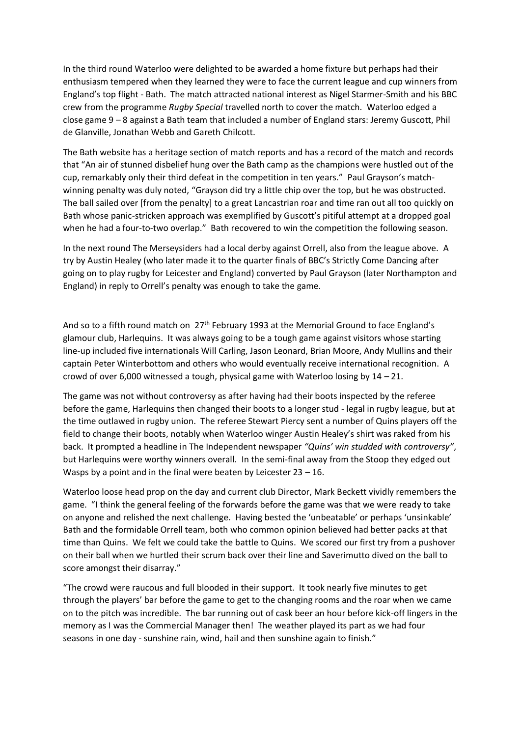In the third round Waterloo were delighted to be awarded a home fixture but perhaps had their enthusiasm tempered when they learned they were to face the current league and cup winners from England's top flight - Bath. The match attracted national interest as Nigel Starmer-Smith and his BBC crew from the programme *Rugby Special* travelled north to cover the match. Waterloo edged a close game 9 – 8 against a Bath team that included a number of England stars: Jeremy Guscott, Phil de Glanville, Jonathan Webb and Gareth Chilcott.

The Bath website has a heritage section of match reports and has a record of the match and records that "An air of stunned disbelief hung over the Bath camp as the champions were hustled out of the cup, remarkably only their third defeat in the competition in ten years." Paul Grayson's match-winning penalty was duly noted, "Grayson did try a little chip over the top, but he was obstructed. The ball sailed over [from the penalty] to a great Lancastrian roar and time ran out all too quickly on Bath whose panic-stricken approach was exemplified by Guscott's pitiful attempt at a dropped goal when he had a four-to-two overlap." Bath recovered to win the competition the following season.

In the next round The Merseysiders had a local derby against Orrell, also from the league above. A try by Austin Healey (who later made it to the quarter finals of BBC's Strictly Come Dancing after going on to play rugby for Leicester and England) converted by Paul Grayson (later Northampton and England) in reply to Orrell's penalty was enough to take the game.

And so to a fifth round match on 27th February 1993 at the Memorial Ground to face England's glamour club, Harlequins. It was always going to be a tough game against visitors whose starting line-up included five internationals Will Carling, Jason Leonard, Brian Moore, Andy Mullins and their captain Peter Winterbottom and others who would eventually receive international recognition. A crowd of over 6,000 witnessed a tough, physical game with Waterloo losing by 14 – 21.

The game was not without controversy as after having had their boots inspected by the referee before the game, Harlequins then changed their boots to a longer stud - legal in rugby league, but at the time outlawed in rugby union. The referee Stewart Piercy sent a number of Quins players off the field to change their boots, notably when Waterloo winger Austin Healey's shirt was raked from his back. It prompted a headline in The Independent newspaper *"Quins' win studded with controversy"*, but Harlequins were worthy winners overall. In the semi-final away from the Stoop they edged out Wasps by a point and in the final were beaten by Leicester 23 – 16.

Waterloo loose head prop on the day and current club Director, Mark Beckett vividly remembers the game. "I think the general feeling of the forwards before the game was that we were ready to take on anyone and relished the next challenge. Having bested the 'unbeatable' or perhaps 'unsinkable' Bath and the formidable Orrell team, both who common opinion believed had better packs at that time than Quins. We felt we could take the battle to Quins. We scored our first try from a pushover on their ball when we hurtled their scrum back over their line and Saverimutto dived on the ball to score amongst their disarray."

"The crowd were raucous and full blooded in their support. It took nearly five minutes to get through the players' bar before the game to get to the changing rooms and the roar when we came on to the pitch was incredible. The bar running out of cask beer an hour before kick-off lingers in the memory as I was the Commercial Manager then! The weather played its part as we had four seasons in one day - sunshine rain, wind, hail and then sunshine again to finish."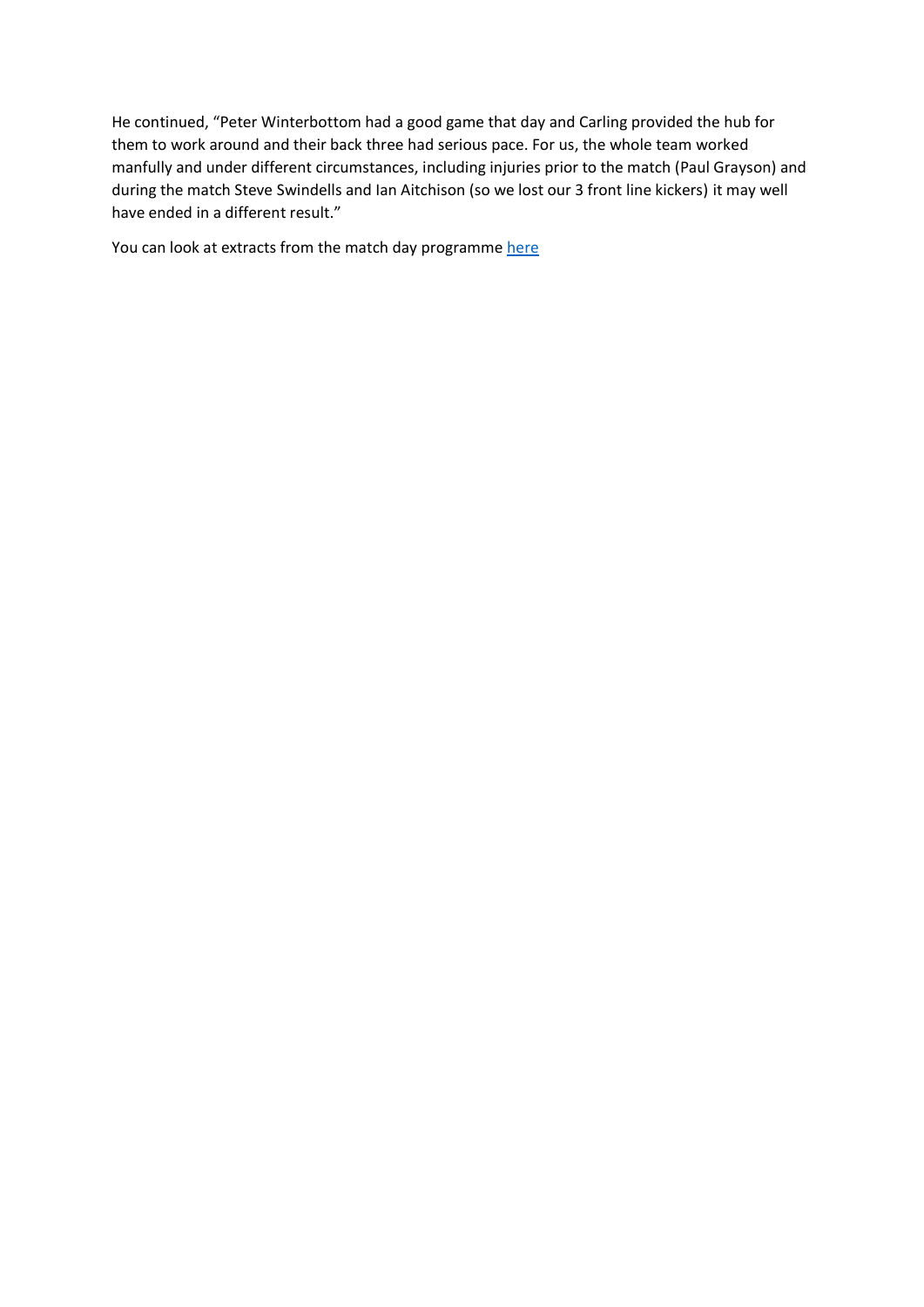He continued, “Peter Winterbottom had a good game that day and Carling provided the hub for them to work around and their back three had serious pace. For us, the whole team worked manfully and under different circumstances, including injuries prior to the match (Paul Grayson) and during the match Steve Swindells and Ian Aitchison (so we lost our 3 front line kickers) it may well have ended in a different result.”

You can look at extracts from the match day programme here